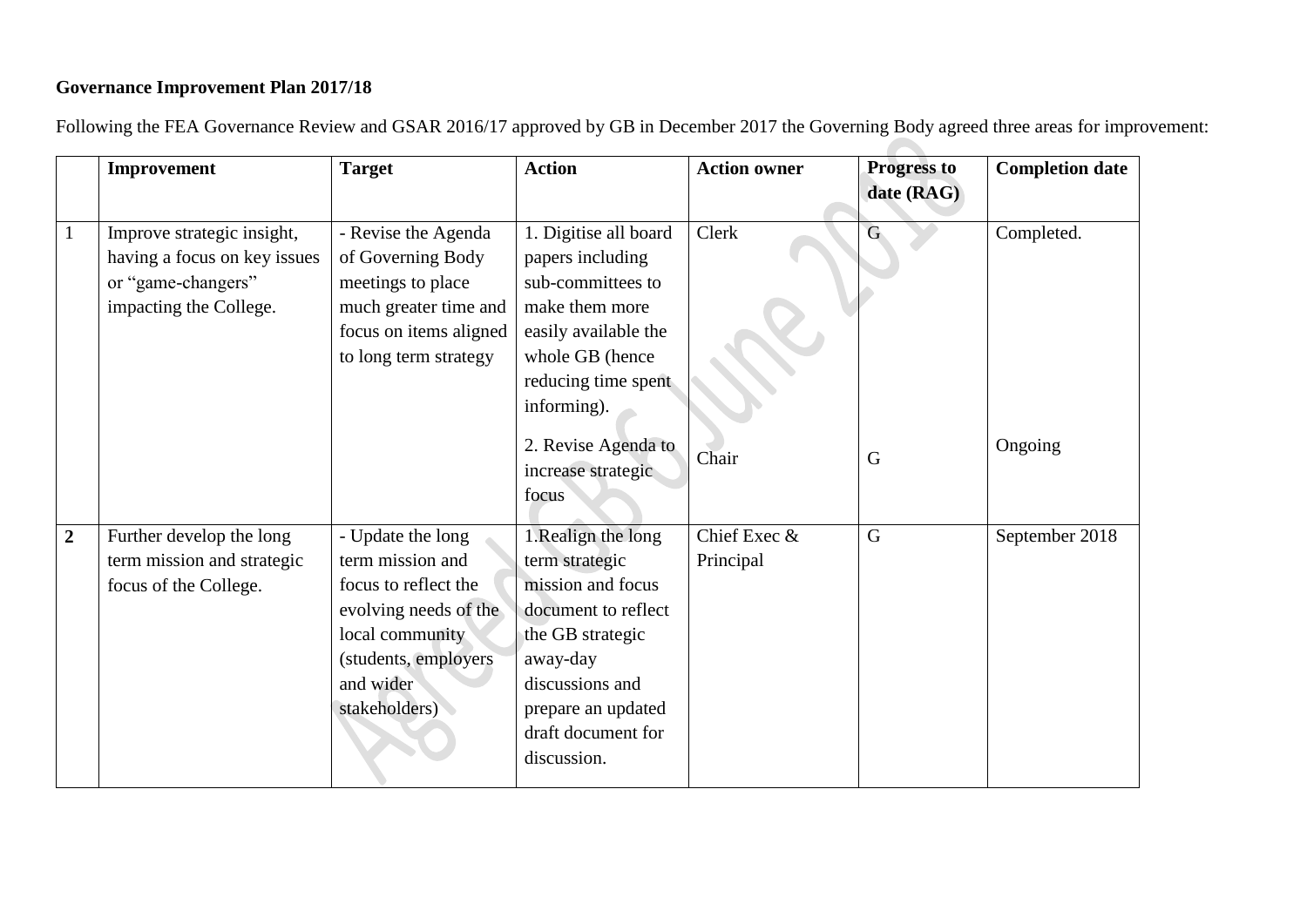**Governance Improvement Plan 2017/18**

Following the FEA Governance Review and GSAR 2016/17 approved by GB in December 2017 the Governing Body agreed three areas for improvement:

| | Improvement | Target | Action | Action owner | Progress to date (RAG) | Completion date |
|---|---|---|---|---|---|---|
| 1 | Improve strategic insight, having a focus on key issues or "game-changers" impacting the College. | - Revise the Agenda of Governing Body meetings to place much greater time and focus on items aligned to long term strategy | 1. Digitise all board papers including sub-committees to make them more easily available the whole GB (hence reducing time spent informing). | Clerk | G | Completed. |
| | | | 2. Revise Agenda to increase strategic focus | Chair | G | Ongoing |
| **2** | Further develop the long term mission and strategic focus of the College. | - Update the long term mission and focus to reflect the evolving needs of the local community (students, employers and wider stakeholders) | 1.Realign the long term strategic mission and focus document to reflect the GB strategic away-day discussions and prepare an updated draft document for discussion. | Chief Exec & Principal | G | September 2018 |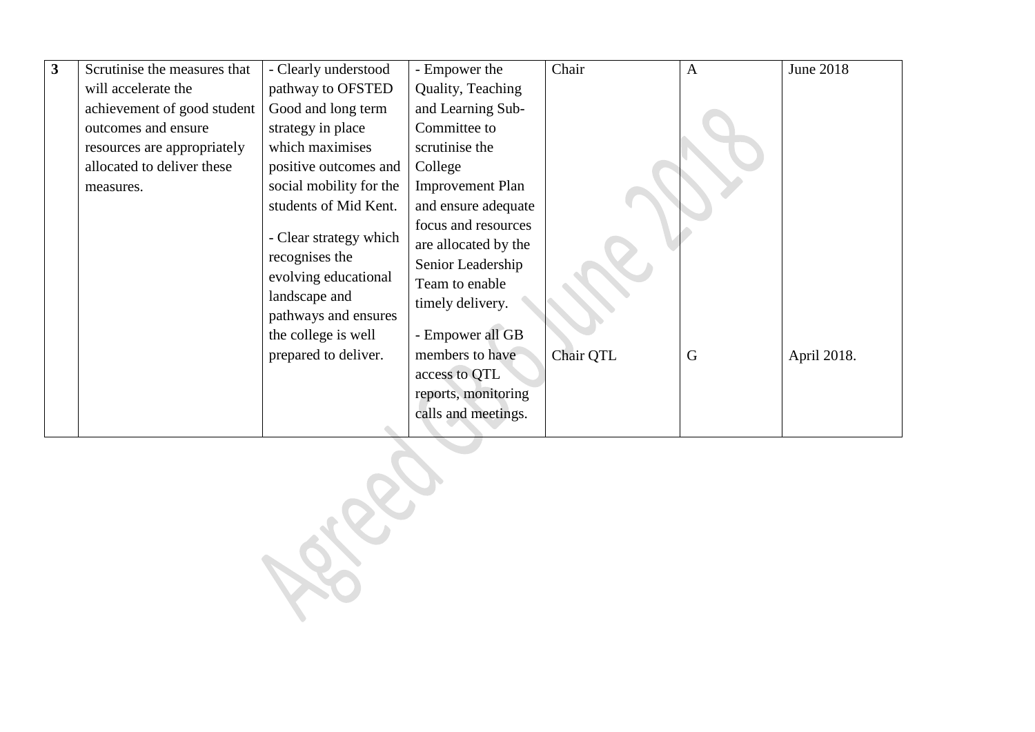| | | | | | | |
|---|---|---|---|---|---|---|
| **3** | Scrutinise the measures that will accelerate the achievement of good student outcomes and ensure resources are appropriately allocated to deliver these measures. | - Clearly understood pathway to OFSTED Good and long term strategy in place which maximises positive outcomes and social mobility for the students of Mid Kent.<br><br>- Clear strategy which recognises the evolving educational landscape and pathways and ensures the college is well prepared to deliver. | - Empower the Quality, Teaching and Learning Sub-Committee to scrutinise the College Improvement Plan and ensure adequate focus and resources are allocated by the Senior Leadership Team to enable timely delivery.<br><br>- Empower all GB members to have access to QTL reports, monitoring calls and meetings. | Chair<br><br>Chair QTL | A<br><br>G | June 2018<br><br>April 2018. |

Agreed GB June 2018